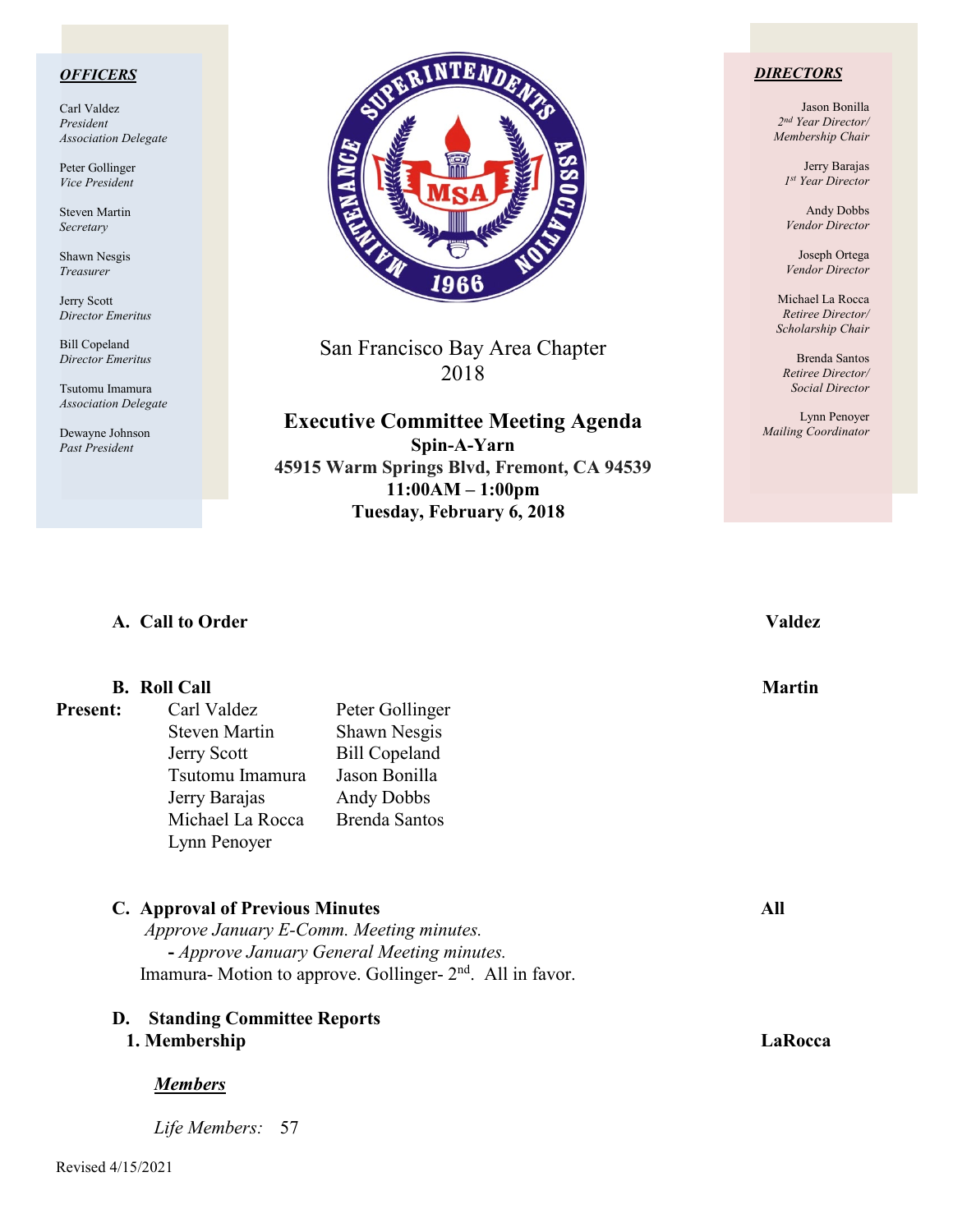***OFFICERS***

Carl Valdez
*President*
*Association Delegate*

Peter Gollinger
*Vice President*

Steven Martin
*Secretary*

Shawn Nesgis
*Treasurer*

Jerry Scott
*Director Emeritus*

Bill Copeland
*Director Emeritus*

Tsutomu Imamura
*Association Delegate*

Dewayne Johnson
*Past President*

San Francisco Bay Area Chapter
2018

**Executive Committee Meeting Agenda**
**Spin-A-Yarn**
**45915 Warm Springs Blvd, Fremont, CA 94539**
**11:00AM – 1:00pm**
**Tuesday, February 6, 2018**

***DIRECTORS***

Jason Bonilla
*2nd Year Director/*
*Membership Chair*

Jerry Barajas
*1st Year Director*

Andy Dobbs
*Vendor Director*

Joseph Ortega
*Vendor Director*

Michael La Rocca
*Retiree Director/*
*Scholarship Chair*

Brenda Santos
*Retiree Director/*
*Social Director*

Lynn Penoyer
*Mailing Coordinator*

**A. Call to Order** — **Valdez**

**B. Roll Call** — **Martin**

**Present:**

| | |
|---|---|
| Carl Valdez | Peter Gollinger |
| Steven Martin | Shawn Nesgis |
| Jerry Scott | Bill Copeland |
| Tsutomu Imamura | Jason Bonilla |
| Jerry Barajas | Andy Dobbs |
| Michael La Rocca | Brenda Santos |
| Lynn Penoyer | |

**C. Approval of Previous Minutes** — **All**

*Approve January E-Comm. Meeting minutes.*

**-** *Approve January General Meeting minutes.*

Imamura- Motion to approve. Gollinger- 2nd. All in favor.

**D. Standing Committee Reports**

**1. Membership** — **LaRocca**

***Members***

*Life Members:* 57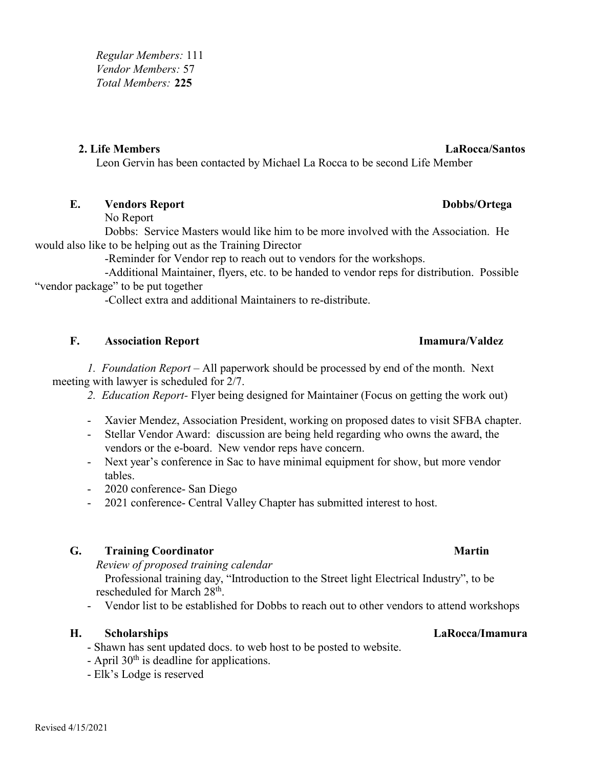*Regular Members:* 111
*Vendor Members:* 57
*Total Members:* **225**

**2. Life Members** **LaRocca/Santos**

Leon Gervin has been contacted by Michael La Rocca to be second Life Member

**E. Vendors Report** **Dobbs/Ortega**

No Report

Dobbs: Service Masters would like him to be more involved with the Association. He would also like to be helping out as the Training Director

-Reminder for Vendor rep to reach out to vendors for the workshops.

-Additional Maintainer, flyers, etc. to be handed to vendor reps for distribution. Possible "vendor package" to be put together

-Collect extra and additional Maintainers to re-distribute.

**F. Association Report** **Imamura/Valdez**

*1. Foundation Report* – All paperwork should be processed by end of the month. Next meeting with lawyer is scheduled for 2/7.

*2. Education Report*- Flyer being designed for Maintainer (Focus on getting the work out)

- Xavier Mendez, Association President, working on proposed dates to visit SFBA chapter.
- Stellar Vendor Award: discussion are being held regarding who owns the award, the vendors or the e-board. New vendor reps have concern.
- Next year's conference in Sac to have minimal equipment for show, but more vendor tables.
- 2020 conference- San Diego
- 2021 conference- Central Valley Chapter has submitted interest to host.

**G. Training Coordinator** **Martin**

*Review of proposed training calendar*

Professional training day, "Introduction to the Street light Electrical Industry", to be rescheduled for March 28th.

- Vendor list to be established for Dobbs to reach out to other vendors to attend workshops

**H. Scholarships** **LaRocca/Imamura**

- Shawn has sent updated docs. to web host to be posted to website.
- April 30th is deadline for applications.
- Elk's Lodge is reserved

Revised 4/15/2021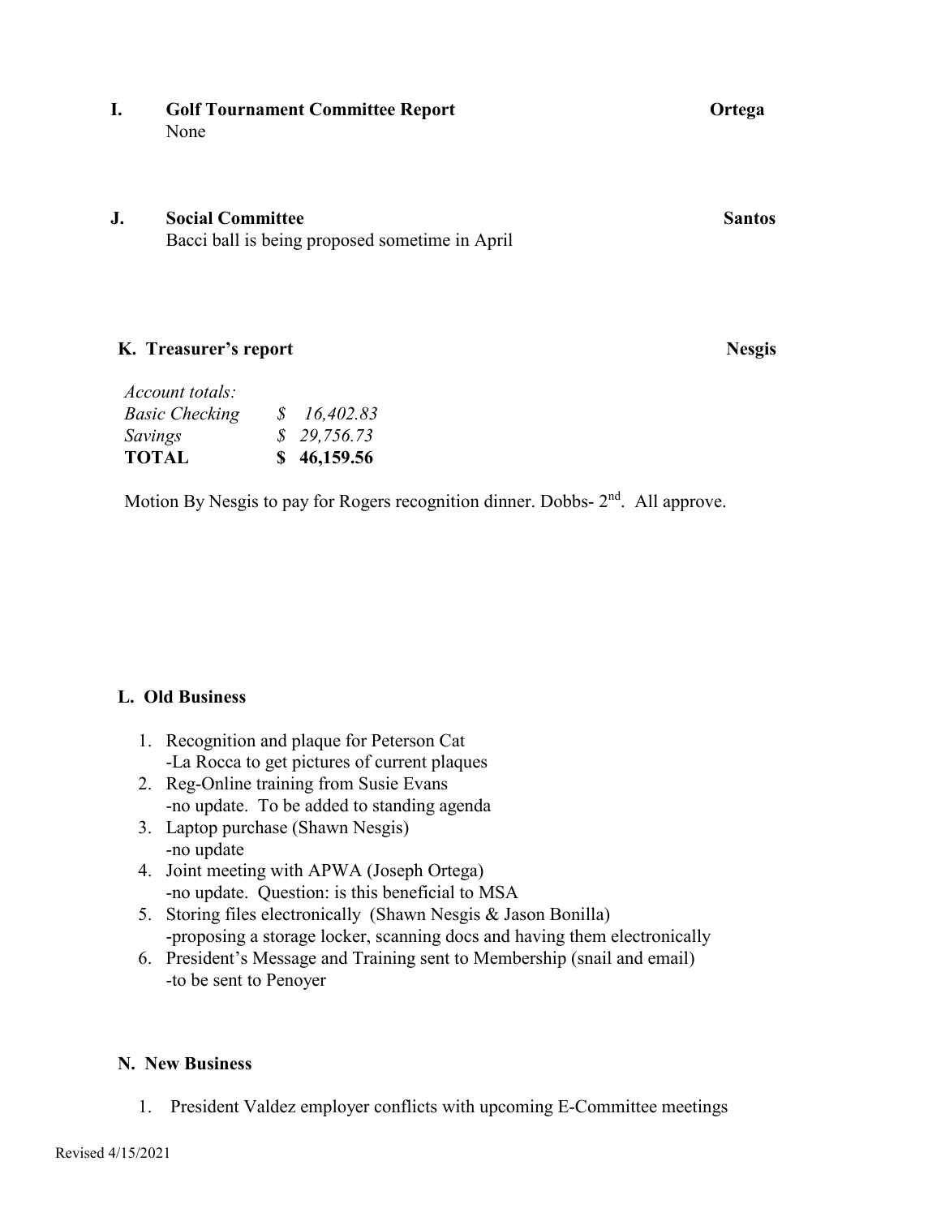## I. Golf Tournament Committee Report — Ortega

None

## J. Social Committee — Santos

Bacci ball is being proposed sometime in April

## K. Treasurer's report — Nesgis

| *Account totals:* | |
|---|---|
| *Basic Checking* | *$ 16,402.83* |
| *Savings* | *$ 29,756.73* |
| **TOTAL** | **$ 46,159.56** |

Motion By Nesgis to pay for Rogers recognition dinner. Dobbs- 2nd. All approve.

## L. Old Business

1. Recognition and plaque for Peterson Cat
   -La Rocca to get pictures of current plaques
2. Reg-Online training from Susie Evans
   -no update. To be added to standing agenda
3. Laptop purchase (Shawn Nesgis)
   -no update
4. Joint meeting with APWA (Joseph Ortega)
   -no update. Question: is this beneficial to MSA
5. Storing files electronically (Shawn Nesgis & Jason Bonilla)
   -proposing a storage locker, scanning docs and having them electronically
6. President's Message and Training sent to Membership (snail and email)
   -to be sent to Penoyer

## N. New Business

1. President Valdez employer conflicts with upcoming E-Committee meetings

Revised 4/15/2021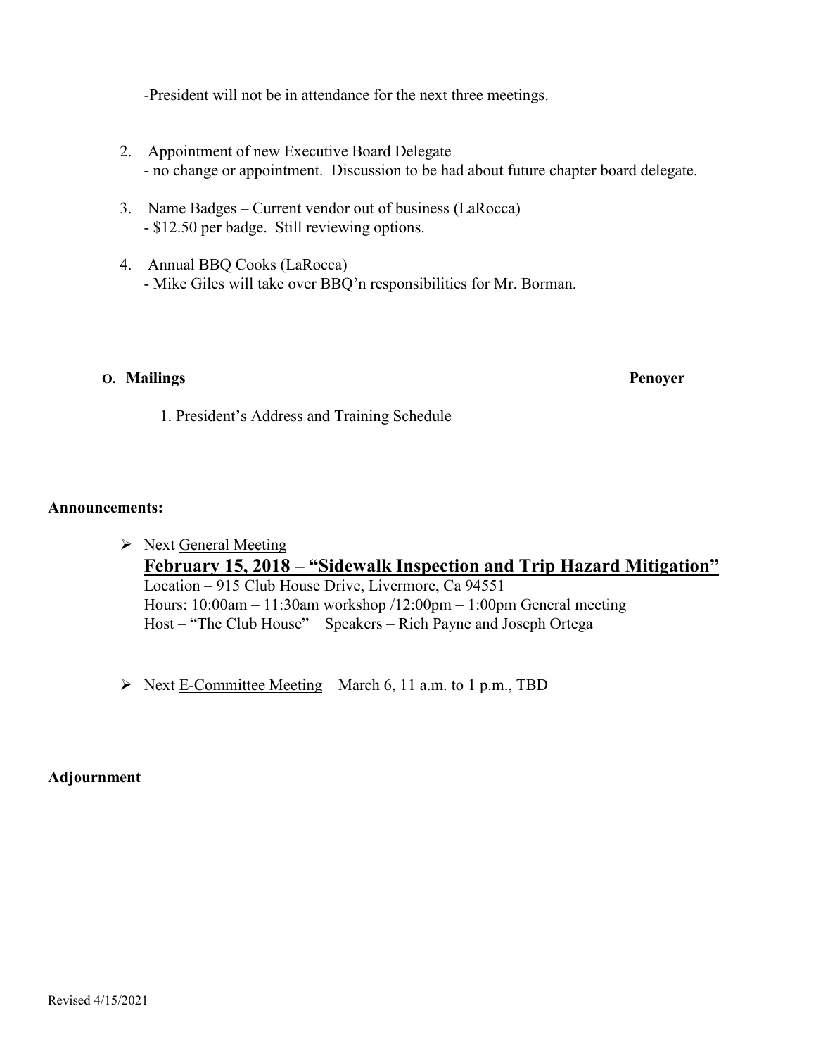-President will not be in attendance for the next three meetings.

2. Appointment of new Executive Board Delegate
   - no change or appointment. Discussion to be had about future chapter board delegate.

3. Name Badges – Current vendor out of business (LaRocca)
   - $12.50 per badge. Still reviewing options.

4. Annual BBQ Cooks (LaRocca)
   - Mike Giles will take over BBQ'n responsibilities for Mr. Borman.

**O. Mailings** **Penoyer**

1. President's Address and Training Schedule

**Announcements:**

- Next General Meeting –
  **February 15, 2018 – "Sidewalk Inspection and Trip Hazard Mitigation"**
  Location – 915 Club House Drive, Livermore, Ca 94551
  Hours: 10:00am – 11:30am workshop /12:00pm – 1:00pm General meeting
  Host – "The Club House" Speakers – Rich Payne and Joseph Ortega

- Next E-Committee Meeting – March 6, 11 a.m. to 1 p.m., TBD

**Adjournment**

Revised 4/15/2021